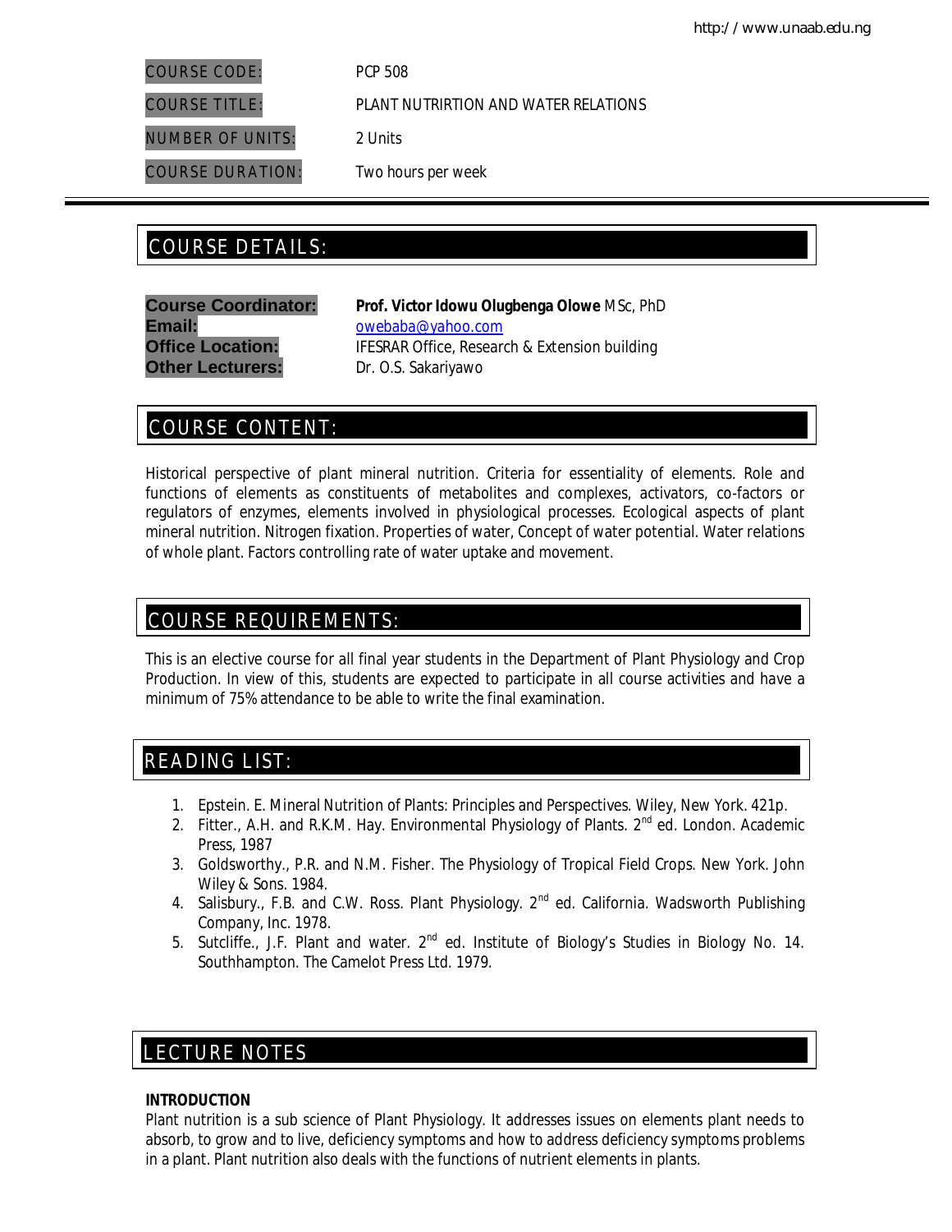| | |
|---|---|
| COURSE CODE: | PCP 508 |
| COURSE TITLE: | PLANT NUTRIRTION AND WATER RELATIONS |
| NUMBER OF UNITS: | 2 Units |
| COURSE DURATION: | Two hours per week |

## COURSE DETAILS:

| | |
|---|---|
| **Course Coordinator:** | **Prof. Victor Idowu Olugbenga Olowe** MSc, PhD |
| **Email:** | owebaba@yahoo.com |
| **Office Location:** | IFESRAR Office, Research & Extension building |
| **Other Lecturers:** | Dr. O.S. Sakariyawo |

## COURSE CONTENT:

Historical perspective of plant mineral nutrition. Criteria for essentiality of elements. Role and functions of elements as constituents of metabolites and complexes, activators, co-factors or regulators of enzymes, elements involved in physiological processes. Ecological aspects of plant mineral nutrition. Nitrogen fixation. Properties of water, Concept of water potential. Water relations of whole plant. Factors controlling rate of water uptake and movement.

## COURSE REQUIREMENTS:

This is an elective course for all final year students in the Department of Plant Physiology and Crop Production. In view of this, students are expected to participate in all course activities and have a minimum of 75% attendance to be able to write the final examination.

## READING LIST:

1. Epstein. E. Mineral Nutrition of Plants: Principles and Perspectives. Wiley, New York. 421p.
2. Fitter., A.H. and R.K.M. Hay. Environmental Physiology of Plants. 2nd ed. London. Academic Press, 1987
3. Goldsworthy., P.R. and N.M. Fisher. The Physiology of Tropical Field Crops. New York. John Wiley & Sons. 1984.
4. Salisbury., F.B. and C.W. Ross. Plant Physiology. 2nd ed. California. Wadsworth Publishing Company, Inc. 1978.
5. Sutcliffe., J.F. Plant and water. 2nd ed. Institute of Biology's Studies in Biology No. 14. Southhampton. The Camelot Press Ltd. 1979.

## LECTURE NOTES

**INTRODUCTION**

Plant nutrition is a sub science of Plant Physiology. It addresses issues on elements plant needs to absorb, to grow and to live, deficiency symptoms and how to address deficiency symptoms problems in a plant. Plant nutrition also deals with the functions of nutrient elements in plants.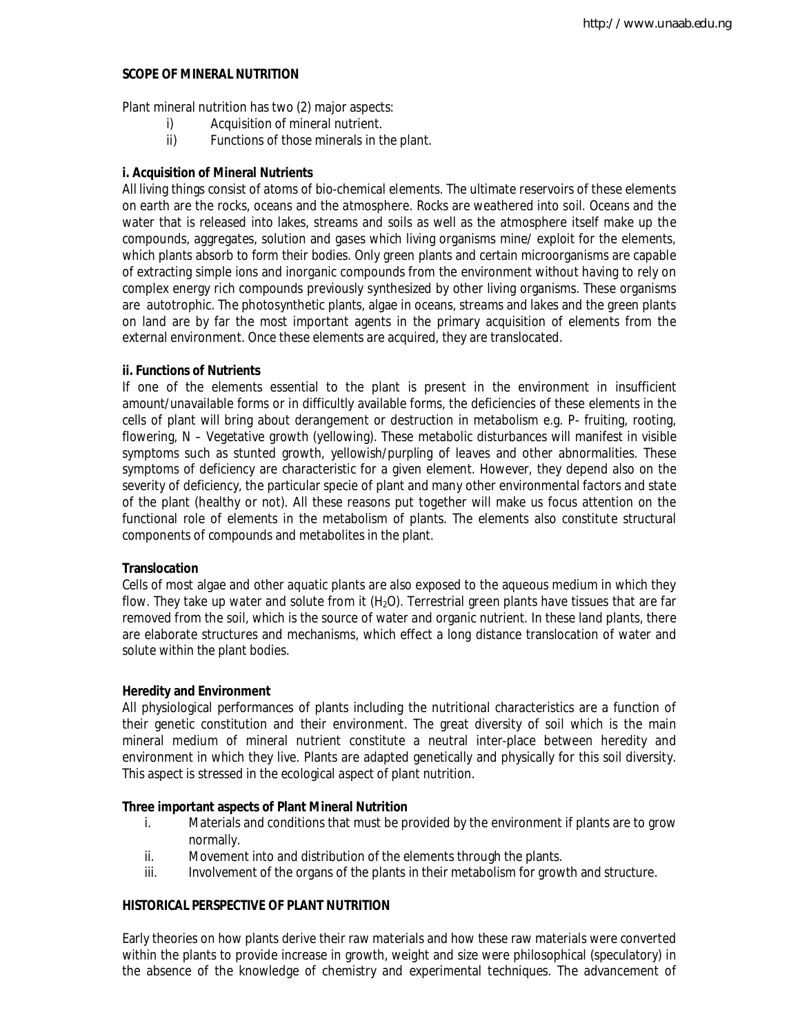## SCOPE OF MINERAL NUTRITION

Plant mineral nutrition has two (2) major aspects:

i) Acquisition of mineral nutrient.
ii) Functions of those minerals in the plant.

### i. Acquisition of Mineral Nutrients

All living things consist of atoms of bio-chemical elements. The ultimate reservoirs of these elements on earth are the rocks, oceans and the atmosphere. Rocks are weathered into soil. Oceans and the water that is released into lakes, streams and soils as well as the atmosphere itself make up the compounds, aggregates, solution and gases which living organisms mine/ exploit for the elements, which plants absorb to form their bodies. Only green plants and certain microorganisms are capable of extracting simple ions and inorganic compounds from the environment without having to rely on complex energy rich compounds previously synthesized by other living organisms. These organisms are autotrophic. The photosynthetic plants, algae in oceans, streams and lakes and the green plants on land are by far the most important agents in the primary acquisition of elements from the external environment. Once these elements are acquired, they are translocated.

### ii. Functions of Nutrients

If one of the elements essential to the plant is present in the environment in insufficient amount/unavailable forms or in difficultly available forms, the deficiencies of these elements in the cells of plant will bring about derangement or destruction in metabolism e.g. P- fruiting, rooting, flowering, N – Vegetative growth (yellowing). These metabolic disturbances will manifest in visible symptoms such as stunted growth, yellowish/purpling of leaves and other abnormalities. These symptoms of deficiency are characteristic for a given element. However, they depend also on the severity of deficiency, the particular specie of plant and many other environmental factors and state of the plant (healthy or not). All these reasons put together will make us focus attention on the functional role of elements in the metabolism of plants. The elements also constitute structural components of compounds and metabolites in the plant.

### Translocation

Cells of most algae and other aquatic plants are also exposed to the aqueous medium in which they flow. They take up water and solute from it ($H_2O$). Terrestrial green plants have tissues that are far removed from the soil, which is the source of water and organic nutrient. In these land plants, there are elaborate structures and mechanisms, which effect a long distance translocation of water and solute within the plant bodies.

### Heredity and Environment

All physiological performances of plants including the nutritional characteristics are a function of their genetic constitution and their environment. The great diversity of soil which is the main mineral medium of mineral nutrient constitute a neutral inter-place between heredity and environment in which they live. Plants are adapted genetically and physically for this soil diversity. This aspect is stressed in the ecological aspect of plant nutrition.

### Three important aspects of Plant Mineral Nutrition

i. Materials and conditions that must be provided by the environment if plants are to grow normally.
ii. Movement into and distribution of the elements through the plants.
iii. Involvement of the organs of the plants in their metabolism for growth and structure.

## HISTORICAL PERSPECTIVE OF PLANT NUTRITION

Early theories on how plants derive their raw materials and how these raw materials were converted within the plants to provide increase in growth, weight and size were philosophical (speculatory) in the absence of the knowledge of chemistry and experimental techniques. The advancement of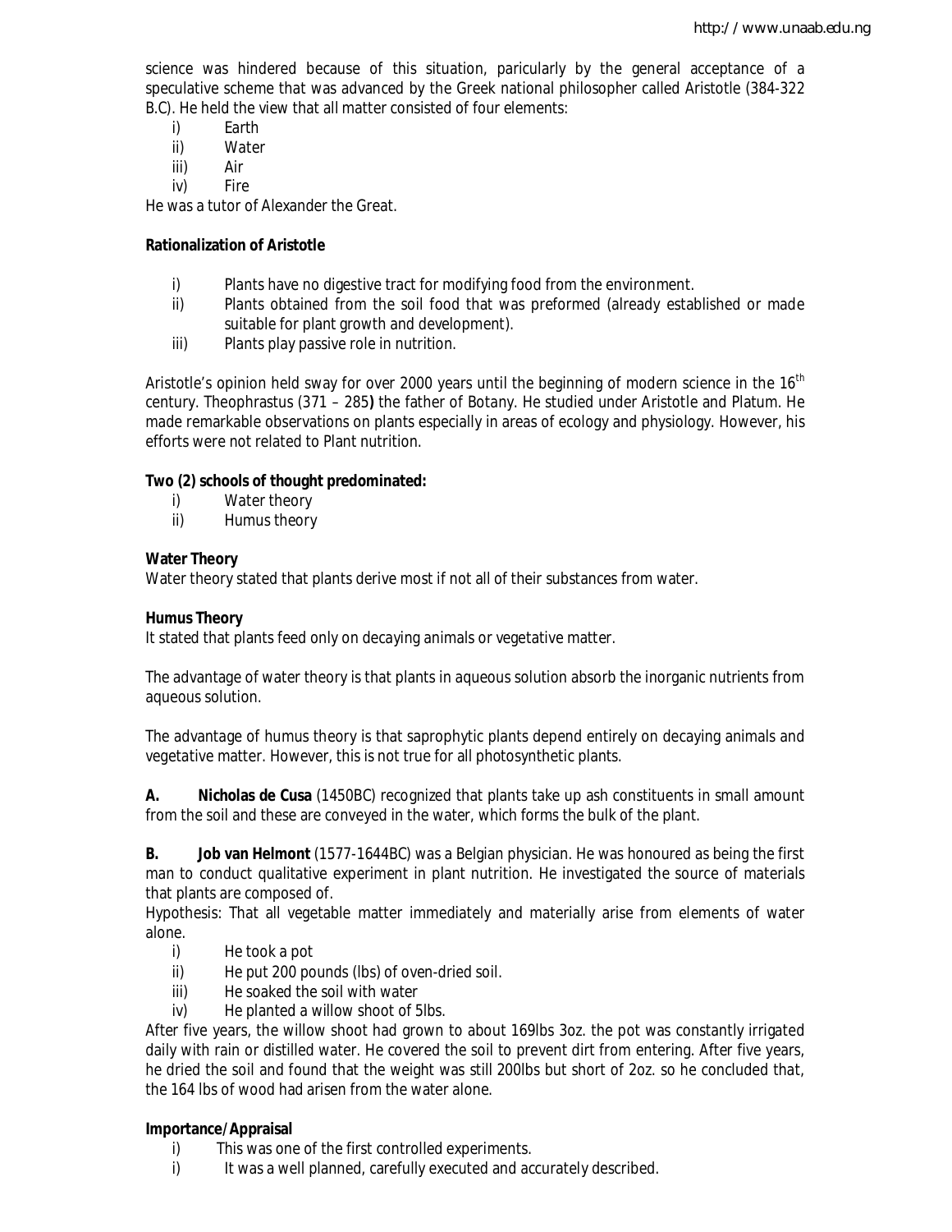science was hindered because of this situation, paricularly by the general acceptance of a speculative scheme that was advanced by the Greek national philosopher called Aristotle (384-322 B.C). He held the view that all matter consisted of four elements:

i) Earth
ii) Water
iii) Air
iv) Fire

He was a tutor of Alexander the Great.

**Rationalization of Aristotle**

i) Plants have no digestive tract for modifying food from the environment.
ii) Plants obtained from the soil food that was preformed (already established or made suitable for plant growth and development).
iii) Plants play passive role in nutrition.

Aristotle's opinion held sway for over 2000 years until the beginning of modern science in the 16th century. Theophrastus (371 – 285**)** the father of Botany. He studied under Aristotle and Platum. He made remarkable observations on plants especially in areas of ecology and physiology. However, his efforts were not related to Plant nutrition.

**Two (2) schools of thought predominated:**

i) Water theory
ii) Humus theory

**Water Theory**

Water theory stated that plants derive most if not all of their substances from water.

**Humus Theory**

It stated that plants feed only on decaying animals or vegetative matter.

The advantage of water theory is that plants in aqueous solution absorb the inorganic nutrients from aqueous solution.

The advantage of humus theory is that saprophytic plants depend entirely on decaying animals and vegetative matter. However, this is not true for all photosynthetic plants.

**A. Nicholas de Cusa** (1450BC) recognized that plants take up ash constituents in small amount from the soil and these are conveyed in the water, which forms the bulk of the plant.

**B. Job van Helmont** (1577-1644BC) was a Belgian physician. He was honoured as being the first man to conduct qualitative experiment in plant nutrition. He investigated the source of materials that plants are composed of.

Hypothesis: That all vegetable matter immediately and materially arise from elements of water alone.

i) He took a pot
ii) He put 200 pounds (lbs) of oven-dried soil.
iii) He soaked the soil with water
iv) He planted a willow shoot of 5lbs.

After five years, the willow shoot had grown to about 169lbs 3oz. the pot was constantly irrigated daily with rain or distilled water. He covered the soil to prevent dirt from entering. After five years, he dried the soil and found that the weight was still 200lbs but short of 2oz. so he concluded that, the 164 lbs of wood had arisen from the water alone.

**Importance/Appraisal**

i) This was one of the first controlled experiments.
i) It was a well planned, carefully executed and accurately described.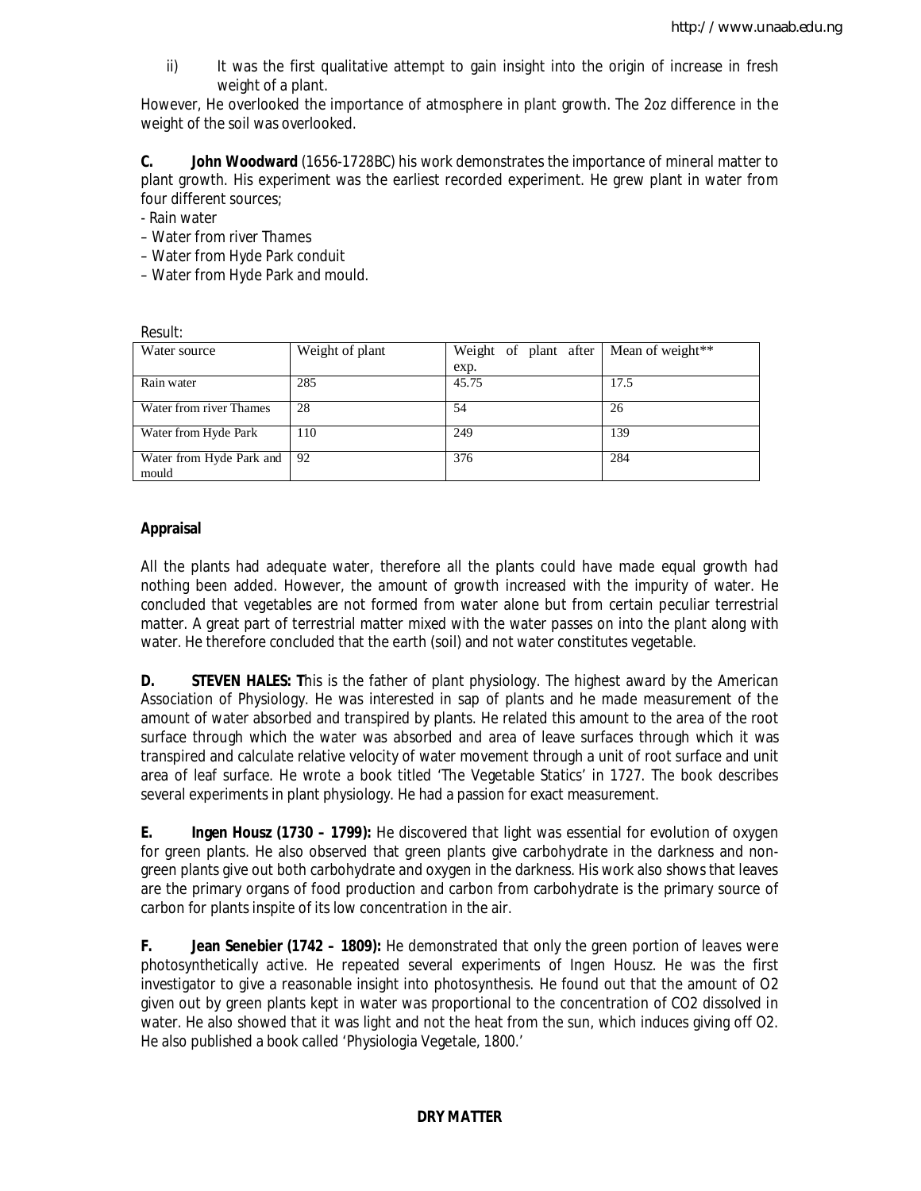ii) It was the first qualitative attempt to gain insight into the origin of increase in fresh weight of a plant.

However, He overlooked the importance of atmosphere in plant growth. The 2oz difference in the weight of the soil was overlooked.

**C. John Woodward** (1656-1728BC) his work demonstrates the importance of mineral matter to plant growth. His experiment was the earliest recorded experiment. He grew plant in water from four different sources;

- Rain water
- Water from river Thames
- Water from Hyde Park conduit
- Water from Hyde Park and mould.

Result:

| Water source | Weight of plant | Weight of plant after exp. | Mean of weight** |
|---|---|---|---|
| Rain water | 285 | 45.75 | 17.5 |
| Water from river Thames | 28 | 54 | 26 |
| Water from Hyde Park | 110 | 249 | 139 |
| Water from Hyde Park and mould | 92 | 376 | 284 |

**Appraisal**

All the plants had adequate water, therefore all the plants could have made equal growth had nothing been added. However, the amount of growth increased with the impurity of water. He concluded that vegetables are not formed from water alone but from certain peculiar terrestrial matter. A great part of terrestrial matter mixed with the water passes on into the plant along with water. He therefore concluded that the earth (soil) and not water constitutes vegetable.

**D. STEVEN HALES: T**his is the father of plant physiology. The highest award by the American Association of Physiology. He was interested in sap of plants and he made measurement of the amount of water absorbed and transpired by plants. He related this amount to the area of the root surface through which the water was absorbed and area of leave surfaces through which it was transpired and calculate relative velocity of water movement through a unit of root surface and unit area of leaf surface. He wrote a book titled 'The Vegetable Statics' in 1727. The book describes several experiments in plant physiology. He had a passion for exact measurement.

**E. Ingen Housz (1730 – 1799):** He discovered that light was essential for evolution of oxygen for green plants. He also observed that green plants give carbohydrate in the darkness and non-green plants give out both carbohydrate and oxygen in the darkness. His work also shows that leaves are the primary organs of food production and carbon from carbohydrate is the primary source of carbon for plants inspite of its low concentration in the air.

**F. Jean Senebier (1742 – 1809):** He demonstrated that only the green portion of leaves were photosynthetically active. He repeated several experiments of Ingen Housz. He was the first investigator to give a reasonable insight into photosynthesis. He found out that the amount of O2 given out by green plants kept in water was proportional to the concentration of CO2 dissolved in water. He also showed that it was light and not the heat from the sun, which induces giving off O2. He also published a book called 'Physiologia Vegetale, 1800.'

**DRY MATTER**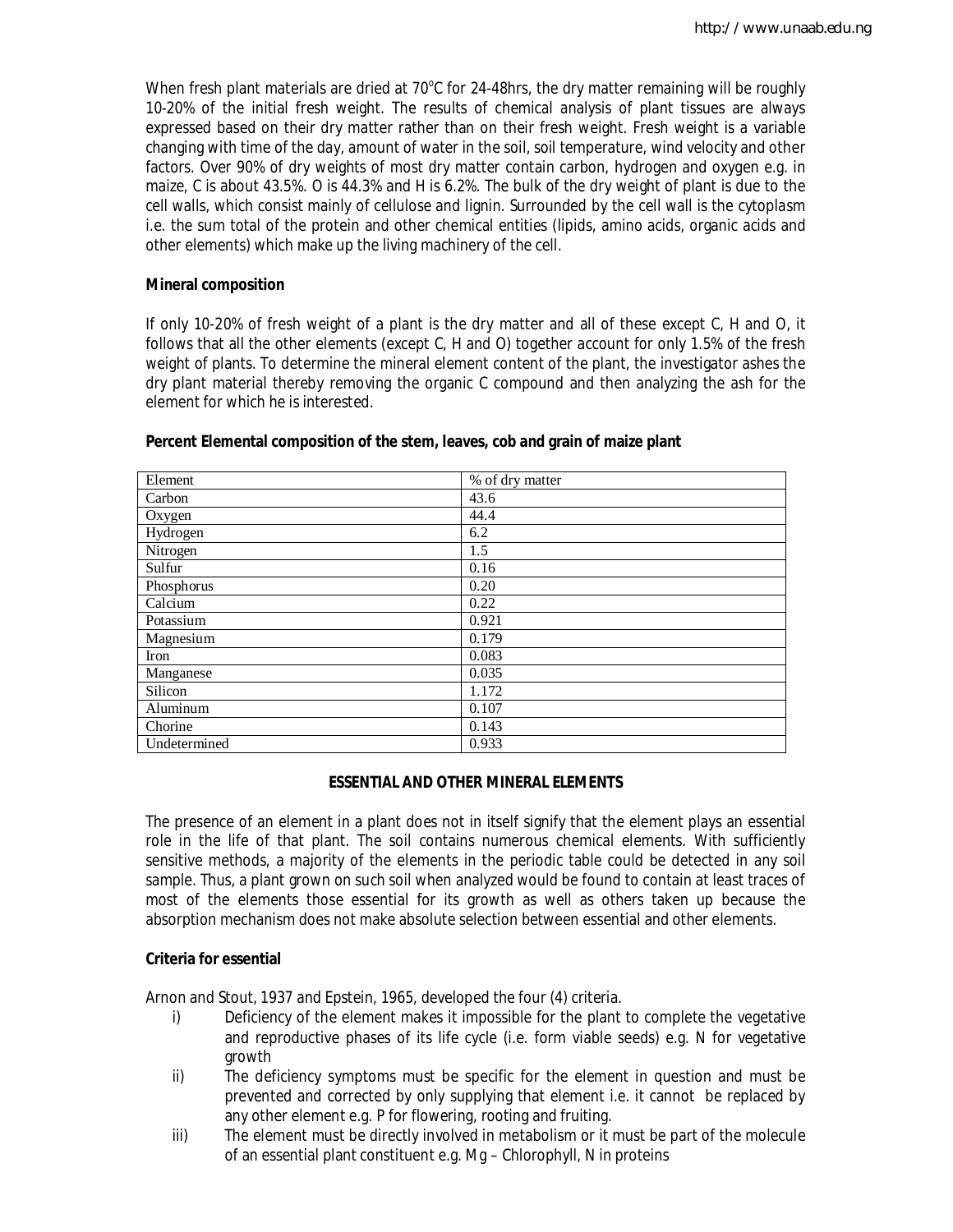When fresh plant materials are dried at 70°C for 24-48hrs, the dry matter remaining will be roughly 10-20% of the initial fresh weight. The results of chemical analysis of plant tissues are always expressed based on their dry matter rather than on their fresh weight. Fresh weight is a variable changing with time of the day, amount of water in the soil, soil temperature, wind velocity and other factors. Over 90% of dry weights of most dry matter contain carbon, hydrogen and oxygen e.g. in maize, C is about 43.5%. O is 44.3% and H is 6.2%. The bulk of the dry weight of plant is due to the cell walls, which consist mainly of cellulose and lignin. Surrounded by the cell wall is the cytoplasm i.e. the sum total of the protein and other chemical entities (lipids, amino acids, organic acids and other elements) which make up the living machinery of the cell.

**Mineral composition**

If only 10-20% of fresh weight of a plant is the dry matter and all of these except C, H and O, it follows that all the other elements (except C, H and O) together account for only 1.5% of the fresh weight of plants. To determine the mineral element content of the plant, the investigator ashes the dry plant material thereby removing the organic C compound and then analyzing the ash for the element for which he is interested.

**Percent Elemental composition of the stem, leaves, cob and grain of maize plant**

| Element | % of dry matter |
|---|---|
| Carbon | 43.6 |
| Oxygen | 44.4 |
| Hydrogen | 6.2 |
| Nitrogen | 1.5 |
| Sulfur | 0.16 |
| Phosphorus | 0.20 |
| Calcium | 0.22 |
| Potassium | 0.921 |
| Magnesium | 0.179 |
| Iron | 0.083 |
| Manganese | 0.035 |
| Silicon | 1.172 |
| Aluminum | 0.107 |
| Chorine | 0.143 |
| Undetermined | 0.933 |

## ESSENTIAL AND OTHER MINERAL ELEMENTS

The presence of an element in a plant does not in itself signify that the element plays an essential role in the life of that plant. The soil contains numerous chemical elements. With sufficiently sensitive methods, a majority of the elements in the periodic table could be detected in any soil sample. Thus, a plant grown on such soil when analyzed would be found to contain at least traces of most of the elements those essential for its growth as well as others taken up because the absorption mechanism does not make absolute selection between essential and other elements.

**Criteria for essential**

Arnon and Stout, 1937 and Epstein, 1965, developed the four (4) criteria.

i) Deficiency of the element makes it impossible for the plant to complete the vegetative and reproductive phases of its life cycle (i.e. form viable seeds) e.g. N for vegetative growth

ii) The deficiency symptoms must be specific for the element in question and must be prevented and corrected by only supplying that element i.e. it cannot be replaced by any other element e.g. P for flowering, rooting and fruiting.

iii) The element must be directly involved in metabolism or it must be part of the molecule of an essential plant constituent e.g. Mg – Chlorophyll, N in proteins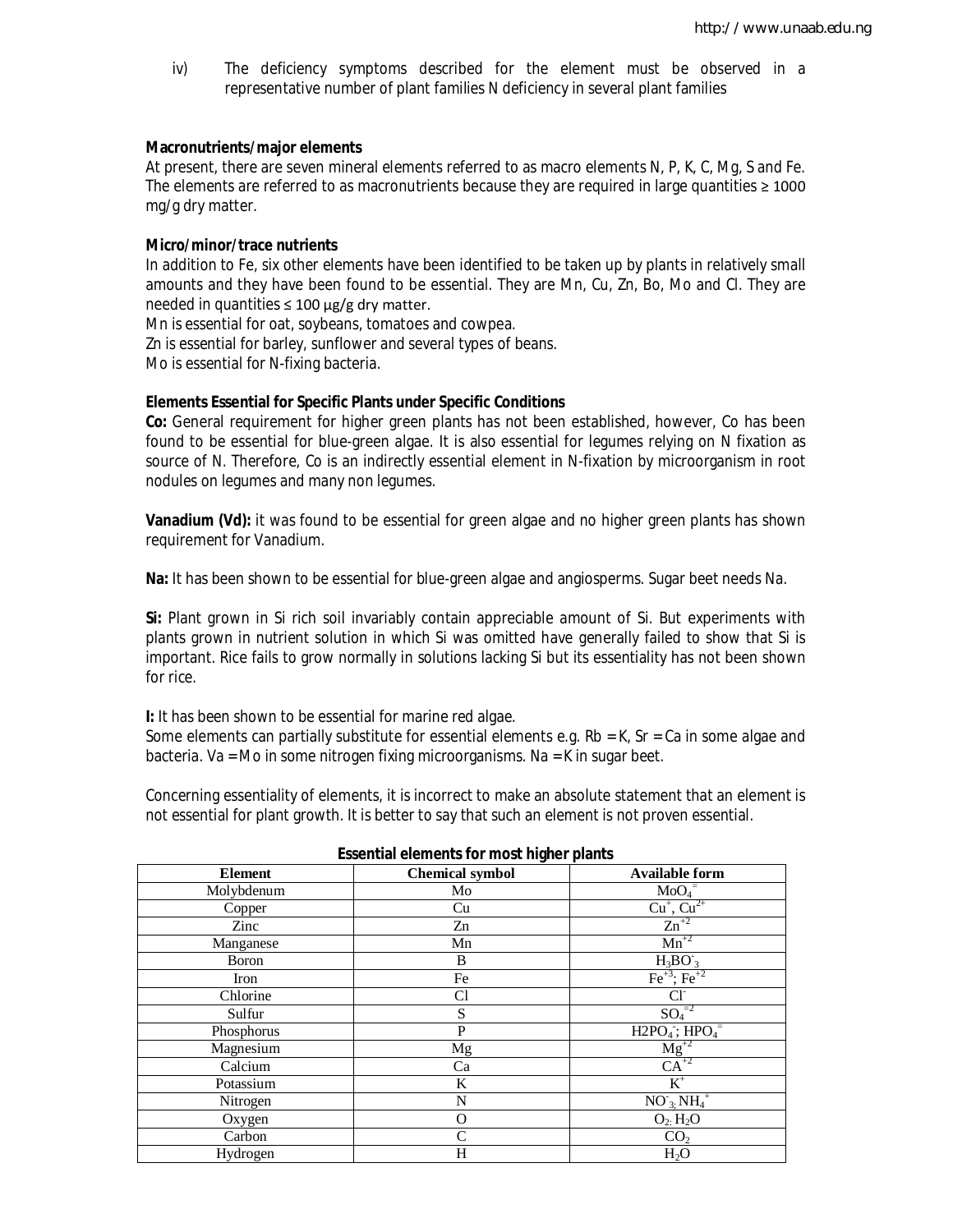iv) The deficiency symptoms described for the element must be observed in a representative number of plant families N deficiency in several plant families

**Macronutrients/major elements**

At present, there are seven mineral elements referred to as macro elements N, P, K, C, Mg, S and Fe. The elements are referred to as macronutrients because they are required in large quantities ≥ 1000 mg/g dry matter.

**Micro/minor/trace nutrients**

In addition to Fe, six other elements have been identified to be taken up by plants in relatively small amounts and they have been found to be essential. They are Mn, Cu, Zn, Bo, Mo and Cl. They are needed in quantities ≤ 100 μg/g dry matter.

Mn is essential for oat, soybeans, tomatoes and cowpea.

Zn is essential for barley, sunflower and several types of beans.

Mo is essential for N-fixing bacteria.

**Elements Essential for Specific Plants under Specific Conditions**

**Co:** General requirement for higher green plants has not been established, however, Co has been found to be essential for blue-green algae. It is also essential for legumes relying on N fixation as source of N. Therefore, Co is an indirectly essential element in N-fixation by microorganism in root nodules on legumes and many non legumes.

**Vanadium (Vd):** it was found to be essential for green algae and no higher green plants has shown requirement for Vanadium.

**Na:** It has been shown to be essential for blue-green algae and angiosperms. Sugar beet needs Na.

**Si:** Plant grown in Si rich soil invariably contain appreciable amount of Si. But experiments with plants grown in nutrient solution in which Si was omitted have generally failed to show that Si is important. Rice fails to grow normally in solutions lacking Si but its essentiality has not been shown for rice.

**I:** It has been shown to be essential for marine red algae.

Some elements can partially substitute for essential elements e.g. Rb = K, Sr = Ca in some algae and bacteria. Va = Mo in some nitrogen fixing microorganisms. Na = K in sugar beet.

Concerning essentiality of elements, it is incorrect to make an absolute statement that an element is not essential for plant growth. It is better to say that such an element is not proven essential.

**Essential elements for most higher plants**

| Element | Chemical symbol | Available form |
|---|---|---|
| Molybdenum | Mo | $MoO_4^{=}$ |
| Copper | Cu | $Cu^+$, $Cu^{2+}$ |
| Zinc | Zn | $Zn^{+2}$ |
| Manganese | Mn | $Mn^{+2}$ |
| Boron | B | $H_3BO_3^-$ |
| Iron | Fe | $Fe^{+3}$; $Fe^{+2}$ |
| Chlorine | Cl | $Cl^-$ |
| Sulfur | S | $SO_4^{=2}$ |
| Phosphorus | P | $H2PO_4^-$; $HPO_4^{=}$ |
| Magnesium | Mg | $Mg^{+2}$ |
| Calcium | Ca | $CA^{+2}$ |
| Potassium | K | $K^+$ |
| Nitrogen | N | $NO_3^-$; $NH_4^+$ |
| Oxygen | O | $O_2$; $H_2O$ |
| Carbon | C | $CO_2$ |
| Hydrogen | H | $H_2O$ |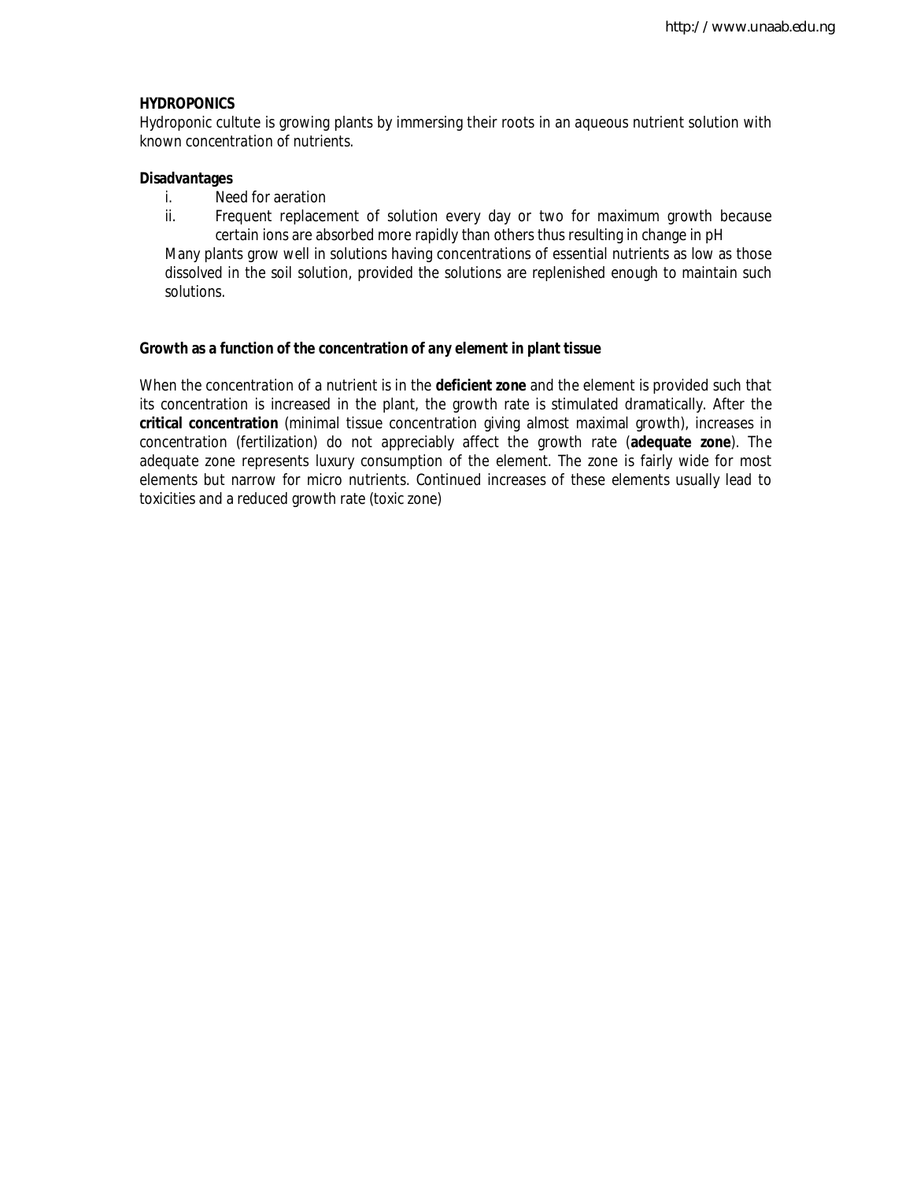**HYDROPONICS**

Hydroponic cultute is growing plants by immersing their roots in an aqueous nutrient solution with known concentration of nutrients.

***Disadvantages***

i. Need for aeration
ii. Frequent replacement of solution every day or two for maximum growth because certain ions are absorbed more rapidly than others thus resulting in change in pH

Many plants grow well in solutions having concentrations of essential nutrients as low as those dissolved in the soil solution, provided the solutions are replenished enough to maintain such solutions.

**Growth as a function of the concentration of any element in plant tissue**

When the concentration of a nutrient is in the **deficient zone** and the element is provided such that its concentration is increased in the plant, the growth rate is stimulated dramatically. After the **critical concentration** (minimal tissue concentration giving almost maximal growth), increases in concentration (fertilization) do not appreciably affect the growth rate (**adequate zone**). The adequate zone represents luxury consumption of the element. The zone is fairly wide for most elements but narrow for micro nutrients. Continued increases of these elements usually lead to toxicities and a reduced growth rate (toxic zone)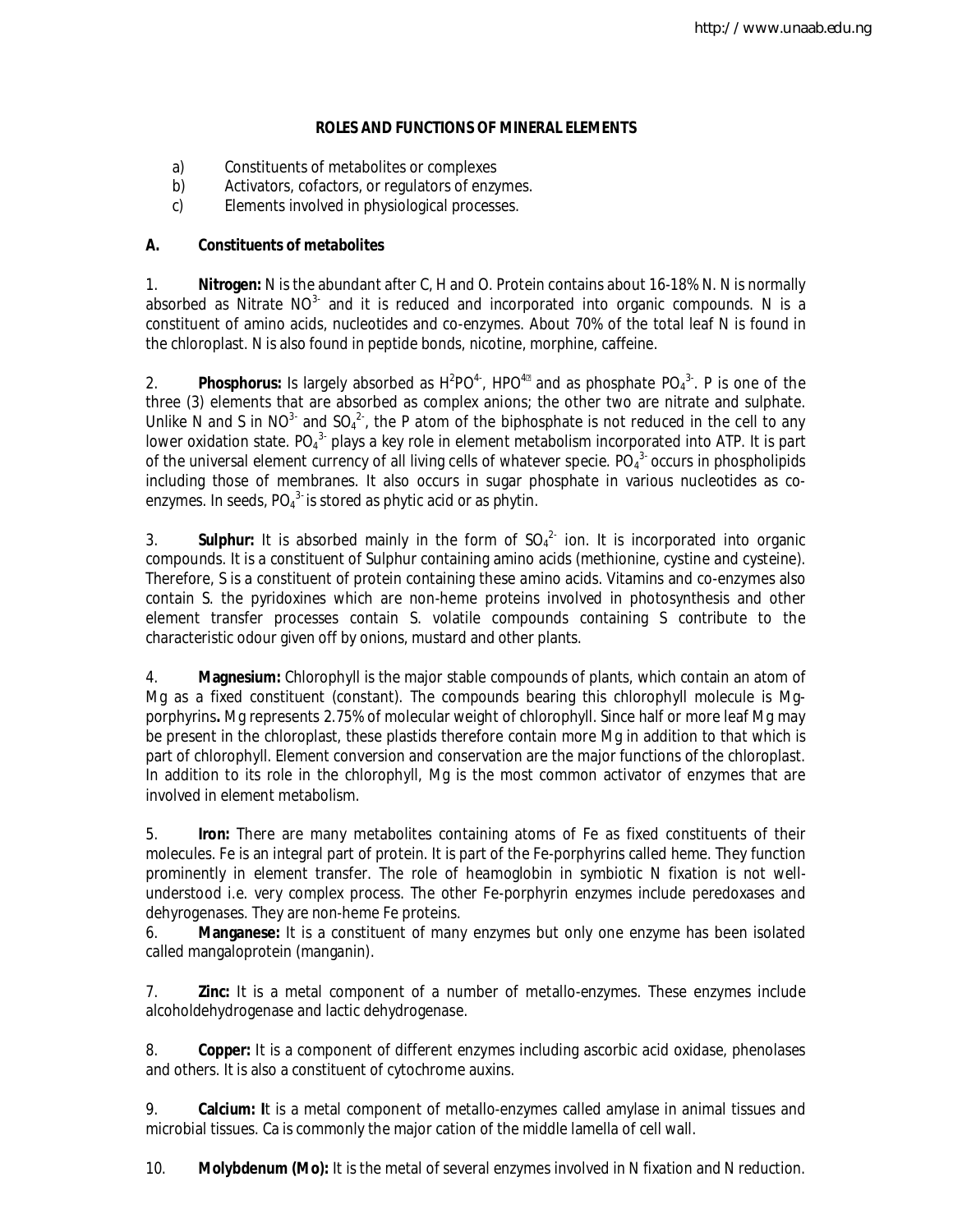## ROLES AND FUNCTIONS OF MINERAL ELEMENTS

a) Constituents of metabolites or complexes

b) Activators, cofactors, or regulators of enzymes.

c) Elements involved in physiological processes.

### A. Constituents of metabolites

1. **Nitrogen:** N is the abundant after C, H and O. Protein contains about 16-18% N. N is normally absorbed as Nitrate $NO^{3-}$ and it is reduced and incorporated into organic compounds. N is a constituent of amino acids, nucleotides and co-enzymes. About 70% of the total leaf N is found in the chloroplast. N is also found in peptide bonds, nicotine, morphine, caffeine.

2. **Phosphorus:** Is largely absorbed as $H^2PO^{4-}$, $HPO^{4}$ and as phosphate $PO_4^{3-}$. P is one of the three (3) elements that are absorbed as complex anions; the other two are nitrate and sulphate. Unlike N and S in $NO^{3-}$ and $SO_4^{2-}$, the P atom of the biphosphate is not reduced in the cell to any lower oxidation state. $PO_4^{3-}$ plays a key role in element metabolism incorporated into ATP. It is part of the universal element currency of all living cells of whatever specie. $PO_4^{3-}$ occurs in phospholipids including those of membranes. It also occurs in sugar phosphate in various nucleotides as co-enzymes. In seeds, $PO_4^{3-}$ is stored as phytic acid or as phytin.

3. **Sulphur:** It is absorbed mainly in the form of $SO_4^{2-}$ ion. It is incorporated into organic compounds. It is a constituent of Sulphur containing amino acids (methionine, cystine and cysteine). Therefore, S is a constituent of protein containing these amino acids. Vitamins and co-enzymes also contain S. the pyridoxines which are non-heme proteins involved in photosynthesis and other element transfer processes contain S. volatile compounds containing S contribute to the characteristic odour given off by onions, mustard and other plants.

4. **Magnesium:** Chlorophyll is the major stable compounds of plants, which contain an atom of Mg as a fixed constituent (constant). The compounds bearing this chlorophyll molecule is Mg-porphyrins**.** Mg represents 2.75% of molecular weight of chlorophyll. Since half or more leaf Mg may be present in the chloroplast, these plastids therefore contain more Mg in addition to that which is part of chlorophyll. Element conversion and conservation are the major functions of the chloroplast. In addition to its role in the chlorophyll, Mg is the most common activator of enzymes that are involved in element metabolism.

5. **Iron:** There are many metabolites containing atoms of Fe as fixed constituents of their molecules. Fe is an integral part of protein. It is part of the Fe-porphyrins called heme. They function prominently in element transfer. The role of heamoglobin in symbiotic N fixation is not well-understood i.e. very complex process. The other Fe-porphyrin enzymes include peredoxases and dehyrogenases. They are non-heme Fe proteins.

6. **Manganese:** It is a constituent of many enzymes but only one enzyme has been isolated called mangaloprotein (manganin).

7. **Zinc:** It is a metal component of a number of metallo-enzymes. These enzymes include alcoholdehydrogenase and lactic dehydrogenase.

8. **Copper:** It is a component of different enzymes including ascorbic acid oxidase, phenolases and others. It is also a constituent of cytochrome auxins.

9. **Calcium: I**t is a metal component of metallo-enzymes called amylase in animal tissues and microbial tissues. Ca is commonly the major cation of the middle lamella of cell wall.

10. **Molybdenum (Mo):** It is the metal of several enzymes involved in N fixation and N reduction.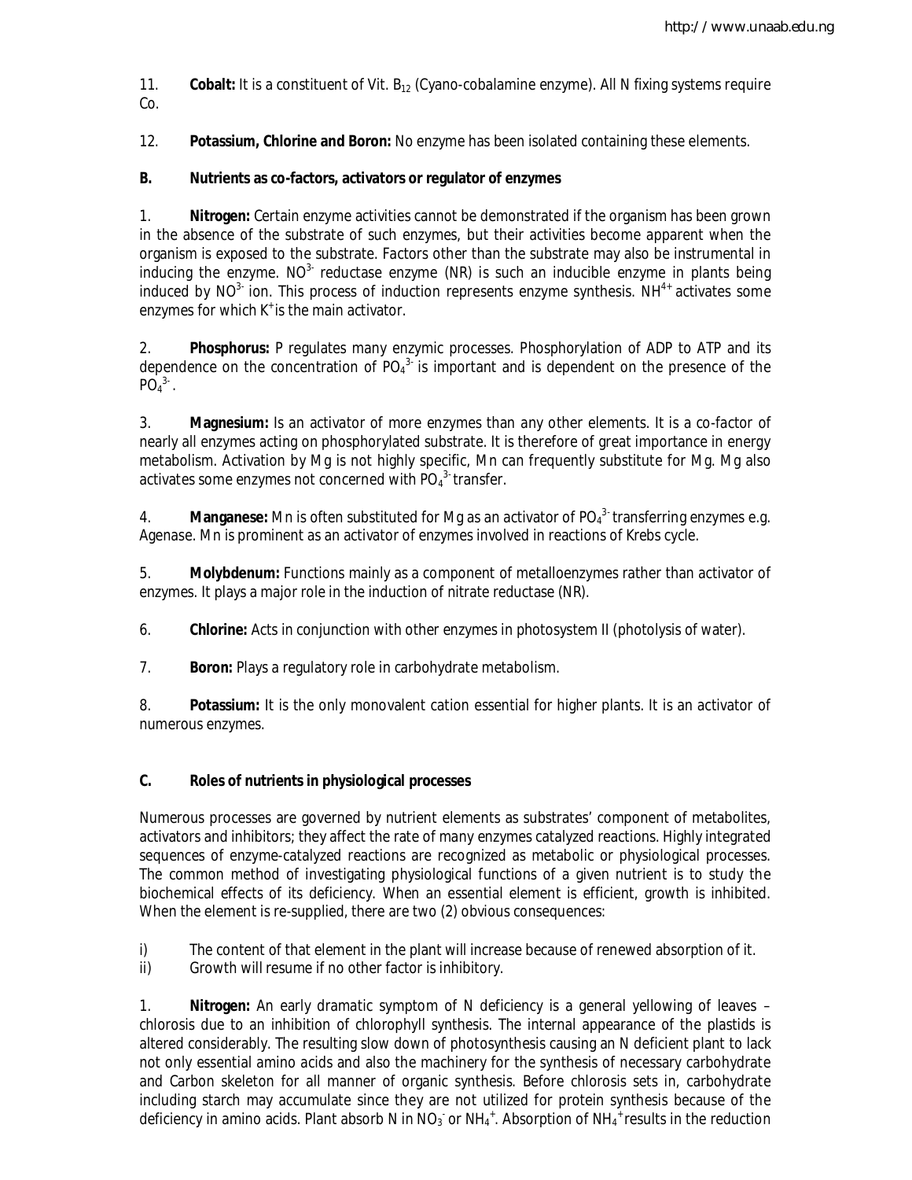11. **Cobalt:** It is a constituent of Vit. $B_{12}$ (Cyano-cobalamine enzyme). All N fixing systems require Co.

12. **Potassium, Chlorine and Boron:** No enzyme has been isolated containing these elements.

### B. Nutrients as co-factors, activators or regulator of enzymes

1. **Nitrogen:** Certain enzyme activities cannot be demonstrated if the organism has been grown in the absence of the substrate of such enzymes, but their activities become apparent when the organism is exposed to the substrate. Factors other than the substrate may also be instrumental in inducing the enzyme. $NO^{3-}$ reductase enzyme (NR) is such an inducible enzyme in plants being induced by $NO^{3-}$ ion. This process of induction represents enzyme synthesis. $NH^{4+}$ activates some enzymes for which $K^+$ is the main activator.

2. **Phosphorus:** P regulates many enzymic processes. Phosphorylation of ADP to ATP and its dependence on the concentration of $PO_4^{3-}$ is important and is dependent on the presence of the $PO_4^{3-}$.

3. **Magnesium:** Is an activator of more enzymes than any other elements. It is a co-factor of nearly all enzymes acting on phosphorylated substrate. It is therefore of great importance in energy metabolism. Activation by Mg is not highly specific, Mn can frequently substitute for Mg. Mg also activates some enzymes not concerned with $PO_4^{3-}$ transfer.

4. **Manganese:** Mn is often substituted for Mg as an activator of $PO_4^{3-}$ transferring enzymes e.g. Agenase. Mn is prominent as an activator of enzymes involved in reactions of Krebs cycle.

5. **Molybdenum:** Functions mainly as a component of metalloenzymes rather than activator of enzymes. It plays a major role in the induction of nitrate reductase (NR).

6. **Chlorine:** Acts in conjunction with other enzymes in photosystem II (photolysis of water).

7. **Boron:** Plays a regulatory role in carbohydrate metabolism.

8. **Potassium:** It is the only monovalent cation essential for higher plants. It is an activator of numerous enzymes.

### C. Roles of nutrients in physiological processes

Numerous processes are governed by nutrient elements as substrates' component of metabolites, activators and inhibitors; they affect the rate of many enzymes catalyzed reactions. Highly integrated sequences of enzyme-catalyzed reactions are recognized as metabolic or physiological processes. The common method of investigating physiological functions of a given nutrient is to study the biochemical effects of its deficiency. When an essential element is efficient, growth is inhibited. When the element is re-supplied, there are two (2) obvious consequences:

i) The content of that element in the plant will increase because of renewed absorption of it.
ii) Growth will resume if no other factor is inhibitory.

1. **Nitrogen:** An early dramatic symptom of N deficiency is a general yellowing of leaves – chlorosis due to an inhibition of chlorophyll synthesis. The internal appearance of the plastids is altered considerably. The resulting slow down of photosynthesis causing an N deficient plant to lack not only essential amino acids and also the machinery for the synthesis of necessary carbohydrate and Carbon skeleton for all manner of organic synthesis. Before chlorosis sets in, carbohydrate including starch may accumulate since they are not utilized for protein synthesis because of the deficiency in amino acids. Plant absorb N in $NO_3^-$ or $NH_4^+$. Absorption of $NH_4^+$ results in the reduction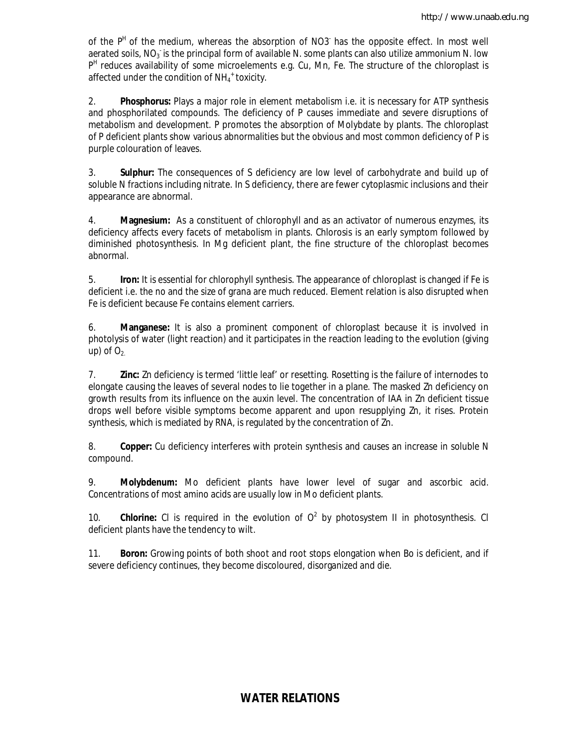of the $P^H$ of the medium, whereas the absorption of $NO3^-$ has the opposite effect. In most well aerated soils, $NO_3^-$ is the principal form of available N. some plants can also utilize ammonium N. low $P^H$ reduces availability of some microelements e.g. Cu, Mn, Fe. The structure of the chloroplast is affected under the condition of $NH_4^+$ toxicity.

2. **Phosphorus:** Plays a major role in element metabolism i.e. it is necessary for ATP synthesis and phosphorilated compounds. The deficiency of P causes immediate and severe disruptions of metabolism and development. P promotes the absorption of Molybdate by plants. The chloroplast of P deficient plants show various abnormalities but the obvious and most common deficiency of P is purple colouration of leaves.

3. **Sulphur:** The consequences of S deficiency are low level of carbohydrate and build up of soluble N fractions including nitrate. In S deficiency, there are fewer cytoplasmic inclusions and their appearance are abnormal.

4. **Magnesium:** As a constituent of chlorophyll and as an activator of numerous enzymes, its deficiency affects every facets of metabolism in plants. Chlorosis is an early symptom followed by diminished photosynthesis. In Mg deficient plant, the fine structure of the chloroplast becomes abnormal.

5. **Iron:** It is essential for chlorophyll synthesis. The appearance of chloroplast is changed if Fe is deficient i.e. the no and the size of grana are much reduced. Element relation is also disrupted when Fe is deficient because Fe contains element carriers.

6. **Manganese:** It is also a prominent component of chloroplast because it is involved in photolysis of water (light reaction) and it participates in the reaction leading to the evolution (giving up) of $O_2$.

7. **Zinc:** Zn deficiency is termed 'little leaf' or resetting. Rosetting is the failure of internodes to elongate causing the leaves of several nodes to lie together in a plane. The masked Zn deficiency on growth results from its influence on the auxin level. The concentration of IAA in Zn deficient tissue drops well before visible symptoms become apparent and upon resupplying Zn, it rises. Protein synthesis, which is mediated by RNA, is regulated by the concentration of Zn.

8. **Copper:** Cu deficiency interferes with protein synthesis and causes an increase in soluble N compound.

9. **Molybdenum:** Mo deficient plants have lower level of sugar and ascorbic acid. Concentrations of most amino acids are usually low in Mo deficient plants.

10. **Chlorine:** Cl is required in the evolution of $O^2$ by photosystem II in photosynthesis. Cl deficient plants have the tendency to wilt.

11. **Boron:** Growing points of both shoot and root stops elongation when Bo is deficient, and if severe deficiency continues, they become discoloured, disorganized and die.

## WATER RELATIONS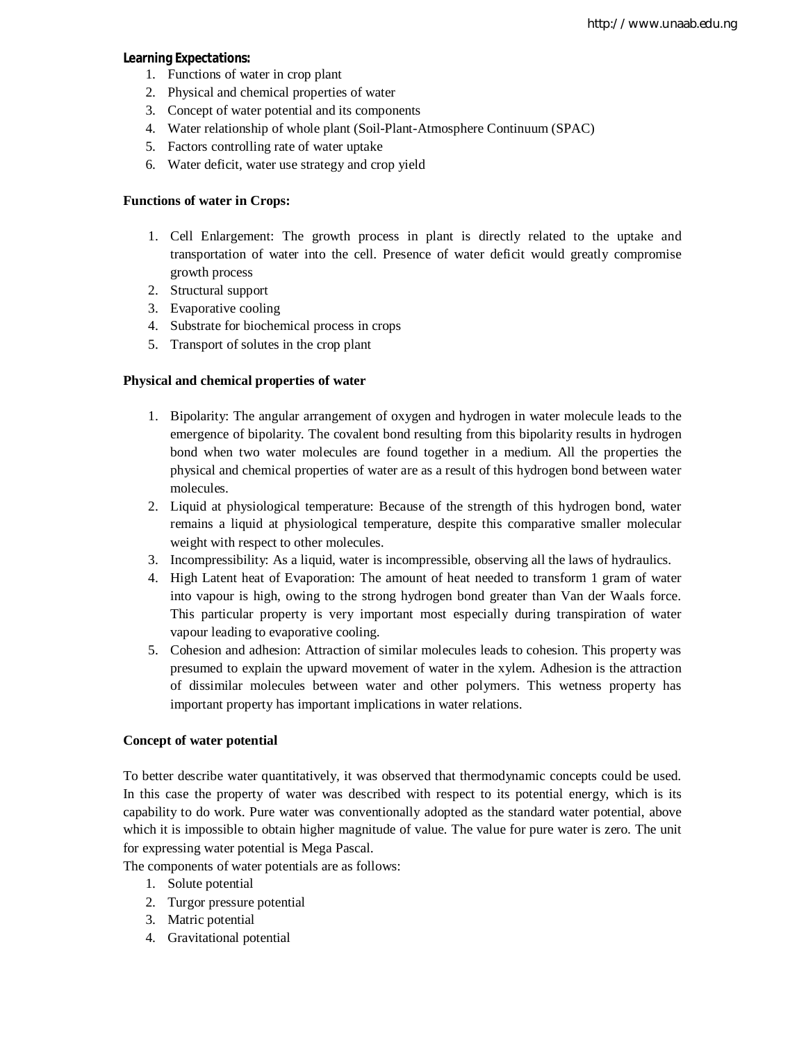**Learning Expectations:**

1. Functions of water in crop plant
2. Physical and chemical properties of water
3. Concept of water potential and its components
4. Water relationship of whole plant (Soil-Plant-Atmosphere Continuum (SPAC)
5. Factors controlling rate of water uptake
6. Water deficit, water use strategy and crop yield

**Functions of water in Crops:**

1. Cell Enlargement: The growth process in plant is directly related to the uptake and transportation of water into the cell. Presence of water deficit would greatly compromise growth process
2. Structural support
3. Evaporative cooling
4. Substrate for biochemical process in crops
5. Transport of solutes in the crop plant

**Physical and chemical properties of water**

1. Bipolarity: The angular arrangement of oxygen and hydrogen in water molecule leads to the emergence of bipolarity. The covalent bond resulting from this bipolarity results in hydrogen bond when two water molecules are found together in a medium. All the properties the physical and chemical properties of water are as a result of this hydrogen bond between water molecules.
2. Liquid at physiological temperature: Because of the strength of this hydrogen bond, water remains a liquid at physiological temperature, despite this comparative smaller molecular weight with respect to other molecules.
3. Incompressibility: As a liquid, water is incompressible, observing all the laws of hydraulics.
4. High Latent heat of Evaporation: The amount of heat needed to transform 1 gram of water into vapour is high, owing to the strong hydrogen bond greater than Van der Waals force. This particular property is very important most especially during transpiration of water vapour leading to evaporative cooling.
5. Cohesion and adhesion: Attraction of similar molecules leads to cohesion. This property was presumed to explain the upward movement of water in the xylem. Adhesion is the attraction of dissimilar molecules between water and other polymers. This wetness property has important property has important implications in water relations.

**Concept of water potential**

To better describe water quantitatively, it was observed that thermodynamic concepts could be used. In this case the property of water was described with respect to its potential energy, which is its capability to do work. Pure water was conventionally adopted as the standard water potential, above which it is impossible to obtain higher magnitude of value. The value for pure water is zero. The unit for expressing water potential is Mega Pascal.

The components of water potentials are as follows:

1. Solute potential
2. Turgor pressure potential
3. Matric potential
4. Gravitational potential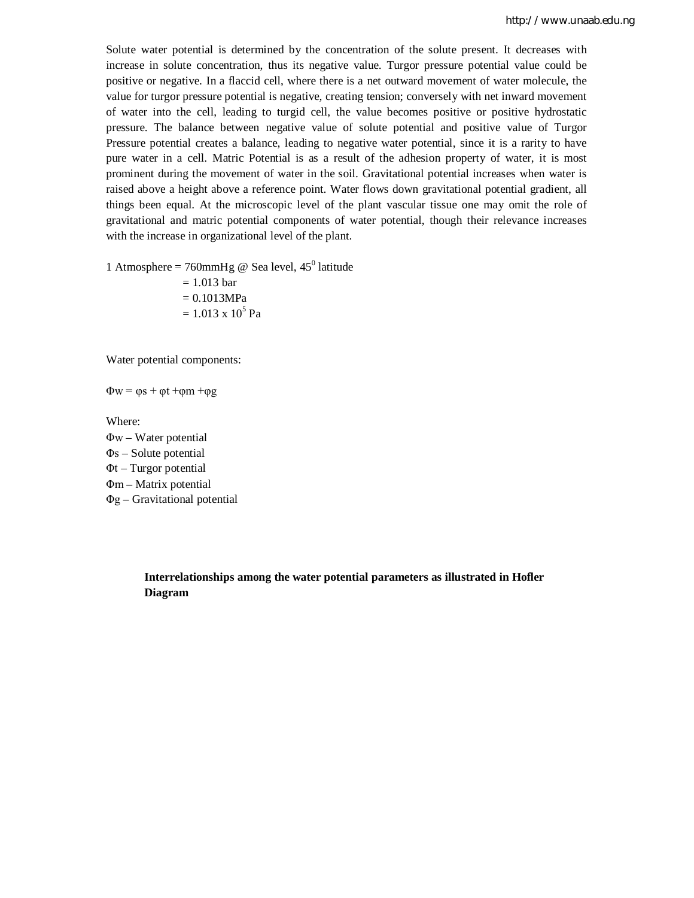Solute water potential is determined by the concentration of the solute present. It decreases with increase in solute concentration, thus its negative value. Turgor pressure potential value could be positive or negative. In a flaccid cell, where there is a net outward movement of water molecule, the value for turgor pressure potential is negative, creating tension; conversely with net inward movement of water into the cell, leading to turgid cell, the value becomes positive or positive hydrostatic pressure. The balance between negative value of solute potential and positive value of Turgor Pressure potential creates a balance, leading to negative water potential, since it is a rarity to have pure water in a cell. Matric Potential is as a result of the adhesion property of water, it is most prominent during the movement of water in the soil. Gravitational potential increases when water is raised above a height above a reference point. Water flows down gravitational potential gradient, all things been equal. At the microscopic level of the plant vascular tissue one may omit the role of gravitational and matric potential components of water potential, though their relevance increases with the increase in organizational level of the plant.

1 Atmosphere = 760mmHg @ Sea level, $45^0$ latitude
= 1.013 bar
= 0.1013MPa
= $1.013 \times 10^5$ Pa

Water potential components:

$\Phi w = \varphi s + \varphi t + \varphi m + \varphi g$

Where:
$\Phi w$ – Water potential
$\Phi s$ – Solute potential
$\Phi t$ – Turgor potential
$\Phi m$ – Matrix potential
$\Phi g$ – Gravitational potential

**Interrelationships among the water potential parameters as illustrated in Hofler Diagram**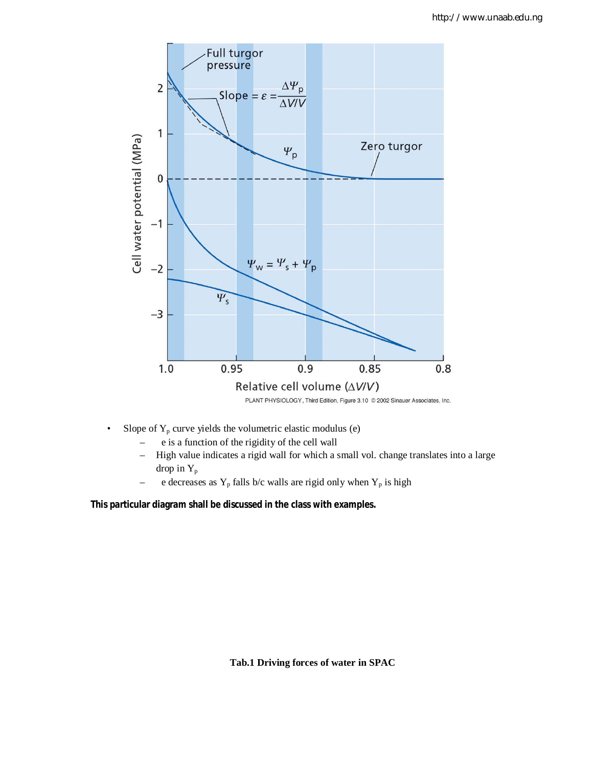- Slope of $Y_p$ curve yields the volumetric elastic modulus (e)
  - e is a function of the rigidity of the cell wall
  - High value indicates a rigid wall for which a small vol. change translates into a large drop in $Y_p$
  - e decreases as $Y_p$ falls b/c walls are rigid only when $Y_p$ is high

**This particular diagram shall be discussed in the class with examples.**

**Tab.1 Driving forces of water in SPAC**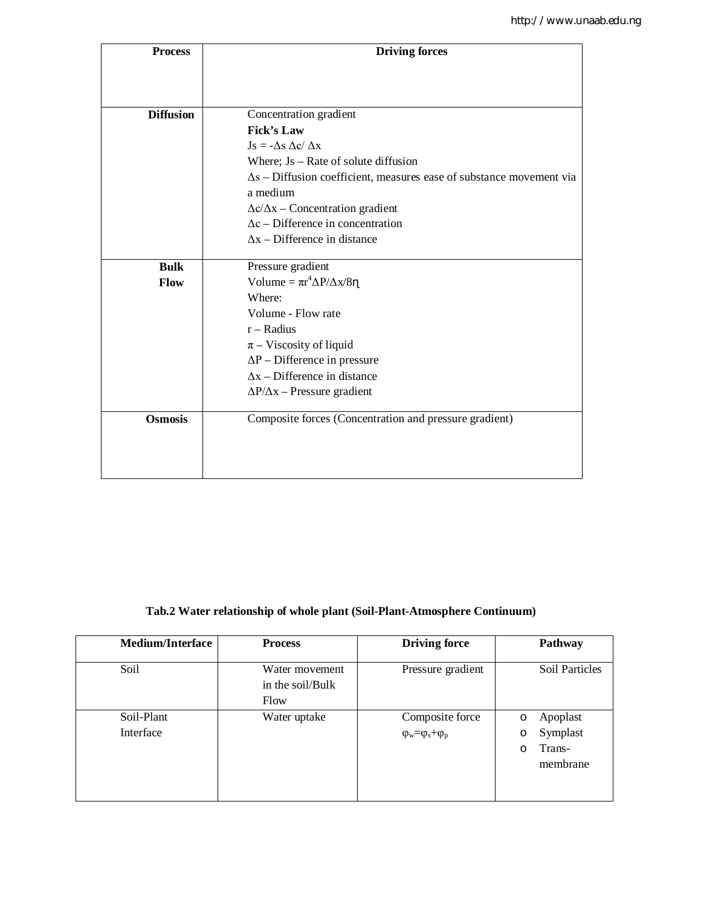| Process | Driving forces |
|---|---|
| **Diffusion** | Concentration gradient<br>**Fick's Law**<br>$Js = -\Delta s \, \Delta c / \Delta x$<br>Where; Js – Rate of solute diffusion<br>$\Delta s$ – Diffusion coefficient, measures ease of substance movement via a medium<br>$\Delta c/\Delta x$ – Concentration gradient<br>$\Delta c$ – Difference in concentration<br>$\Delta x$ – Difference in distance |
| **Bulk Flow** | Pressure gradient<br>Volume = $\pi r^4 \Delta P/\Delta x/8\eta$<br>Where:<br>Volume - Flow rate<br>r – Radius<br>$\pi$ – Viscosity of liquid<br>$\Delta P$ – Difference in pressure<br>$\Delta x$ – Difference in distance<br>$\Delta P/\Delta x$ – Pressure gradient |
| **Osmosis** | Composite forces (Concentration and pressure gradient) |

**Tab.2 Water relationship of whole plant (Soil-Plant-Atmosphere Continuum)**

| Medium/Interface | Process | Driving force | Pathway |
|---|---|---|---|
| Soil | Water movement in the soil/Bulk Flow | Pressure gradient | Soil Particles |
| Soil-Plant Interface | Water uptake | Composite force<br>$\varphi_w = \varphi_s + \varphi_p$ | o Apoplast<br>o Symplast<br>o Trans-membrane |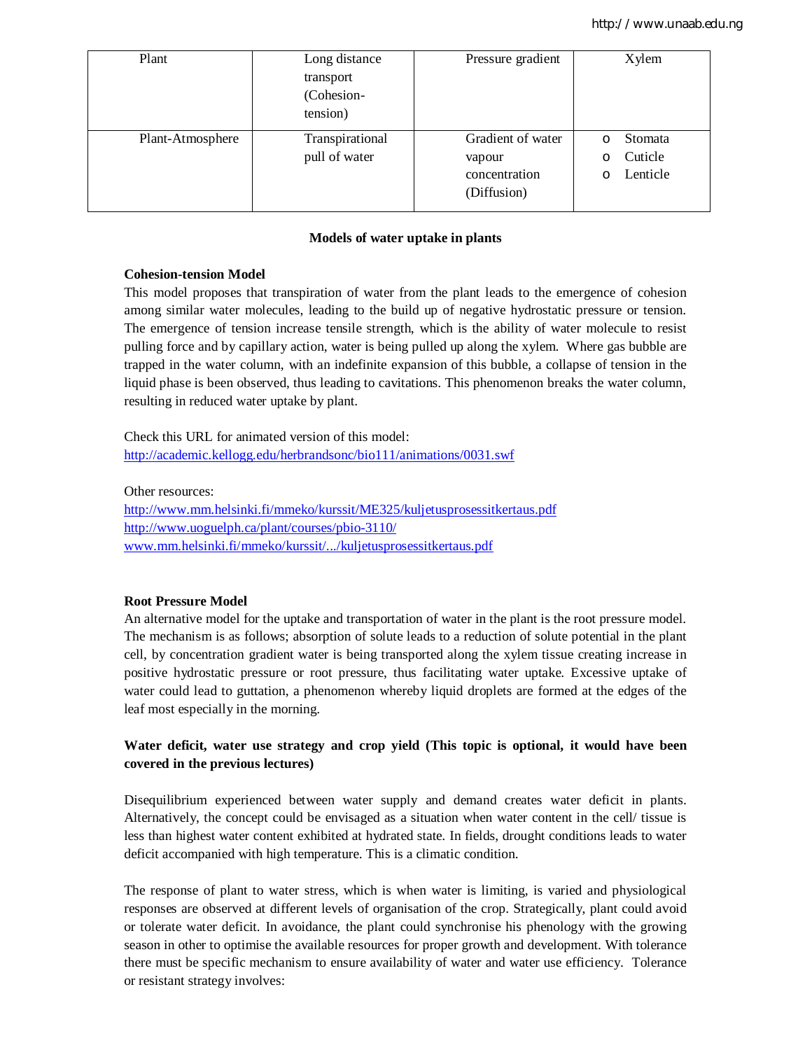| | | | |
|---|---|---|---|
| Plant | Long distance transport (Cohesion-tension) | Pressure gradient | Xylem |
| Plant-Atmosphere | Transpirational pull of water | Gradient of water vapour concentration (Diffusion) | o Stomata<br>o Cuticle<br>o Lenticle |

## Models of water uptake in plants

### Cohesion-tension Model

This model proposes that transpiration of water from the plant leads to the emergence of cohesion among similar water molecules, leading to the build up of negative hydrostatic pressure or tension. The emergence of tension increase tensile strength, which is the ability of water molecule to resist pulling force and by capillary action, water is being pulled up along the xylem. Where gas bubble are trapped in the water column, with an indefinite expansion of this bubble, a collapse of tension in the liquid phase is been observed, thus leading to cavitations. This phenomenon breaks the water column, resulting in reduced water uptake by plant.

Check this URL for animated version of this model:
http://academic.kellogg.edu/herbrandsonc/bio111/animations/0031.swf

Other resources:
http://www.mm.helsinki.fi/mmeko/kurssit/ME325/kuljetusprosessitkertaus.pdf
http://www.uoguelph.ca/plant/courses/pbio-3110/
www.mm.helsinki.fi/mmeko/kurssit/.../kuljetusprosessitkertaus.pdf

### Root Pressure Model

An alternative model for the uptake and transportation of water in the plant is the root pressure model. The mechanism is as follows; absorption of solute leads to a reduction of solute potential in the plant cell, by concentration gradient water is being transported along the xylem tissue creating increase in positive hydrostatic pressure or root pressure, thus facilitating water uptake. Excessive uptake of water could lead to guttation, a phenomenon whereby liquid droplets are formed at the edges of the leaf most especially in the morning.

### Water deficit, water use strategy and crop yield (This topic is optional, it would have been covered in the previous lectures)

Disequilibrium experienced between water supply and demand creates water deficit in plants. Alternatively, the concept could be envisaged as a situation when water content in the cell/ tissue is less than highest water content exhibited at hydrated state. In fields, drought conditions leads to water deficit accompanied with high temperature. This is a climatic condition.

The response of plant to water stress, which is when water is limiting, is varied and physiological responses are observed at different levels of organisation of the crop. Strategically, plant could avoid or tolerate water deficit. In avoidance, the plant could synchronise his phenology with the growing season in other to optimise the available resources for proper growth and development. With tolerance there must be specific mechanism to ensure availability of water and water use efficiency. Tolerance or resistant strategy involves: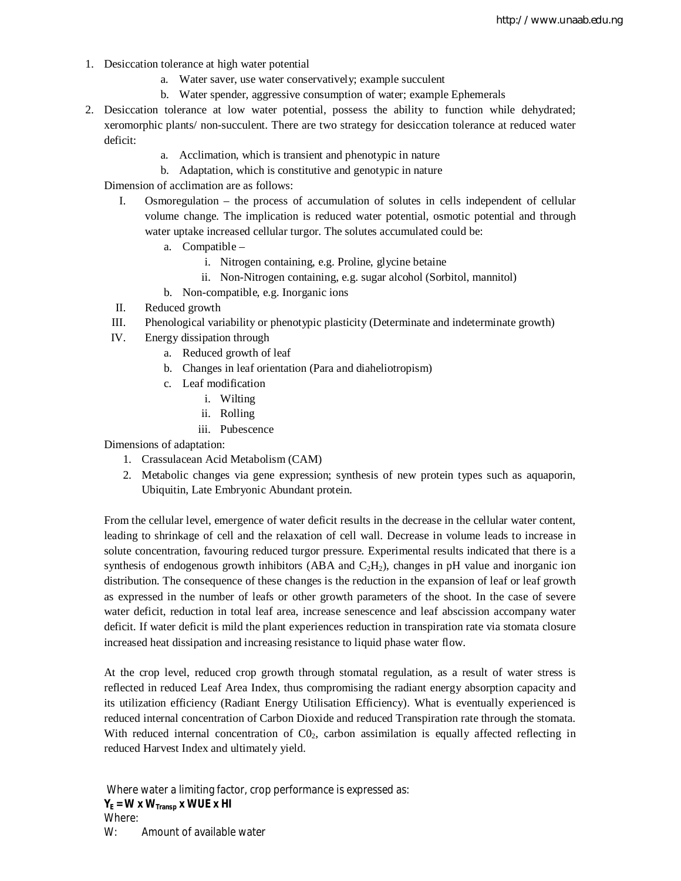1. Desiccation tolerance at high water potential
    a. Water saver, use water conservatively; example succulent
    b. Water spender, aggressive consumption of water; example Ephemerals
2. Desiccation tolerance at low water potential, possess the ability to function while dehydrated; xeromorphic plants/ non-succulent. There are two strategy for desiccation tolerance at reduced water deficit:
    a. Acclimation, which is transient and phenotypic in nature
    b. Adaptation, which is constitutive and genotypic in nature

   Dimension of acclimation are as follows:

    I. Osmoregulation – the process of accumulation of solutes in cells independent of cellular volume change. The implication is reduced water potential, osmotic potential and through water uptake increased cellular turgor. The solutes accumulated could be:
        a. Compatible –
            i. Nitrogen containing, e.g. Proline, glycine betaine
            ii. Non-Nitrogen containing, e.g. sugar alcohol (Sorbitol, mannitol)
        b. Non-compatible, e.g. Inorganic ions
    II. Reduced growth
    III. Phenological variability or phenotypic plasticity (Determinate and indeterminate growth)
    IV. Energy dissipation through
        a. Reduced growth of leaf
        b. Changes in leaf orientation (Para and diaheliotropism)
        c. Leaf modification
            i. Wilting
            ii. Rolling
            iii. Pubescence

   Dimensions of adaptation:

    1. Crassulacean Acid Metabolism (CAM)
    2. Metabolic changes via gene expression; synthesis of new protein types such as aquaporin, Ubiquitin, Late Embryonic Abundant protein.

From the cellular level, emergence of water deficit results in the decrease in the cellular water content, leading to shrinkage of cell and the relaxation of cell wall. Decrease in volume leads to increase in solute concentration, favouring reduced turgor pressure. Experimental results indicated that there is a synthesis of endogenous growth inhibitors (ABA and $C_2H_2$), changes in pH value and inorganic ion distribution. The consequence of these changes is the reduction in the expansion of leaf or leaf growth as expressed in the number of leafs or other growth parameters of the shoot. In the case of severe water deficit, reduction in total leaf area, increase senescence and leaf abscission accompany water deficit. If water deficit is mild the plant experiences reduction in transpiration rate via stomata closure increased heat dissipation and increasing resistance to liquid phase water flow.

At the crop level, reduced crop growth through stomatal regulation, as a result of water stress is reflected in reduced Leaf Area Index, thus compromising the radiant energy absorption capacity and its utilization efficiency (Radiant Energy Utilisation Efficiency). What is eventually experienced is reduced internal concentration of Carbon Dioxide and reduced Transpiration rate through the stomata. With reduced internal concentration of $C0_2$, carbon assimilation is equally affected reflecting in reduced Harvest Index and ultimately yield.

Where water a limiting factor, crop performance is expressed as:

$$Y_E = W \times W_{Transp} \times WUE \times HI$$

Where:

W: Amount of available water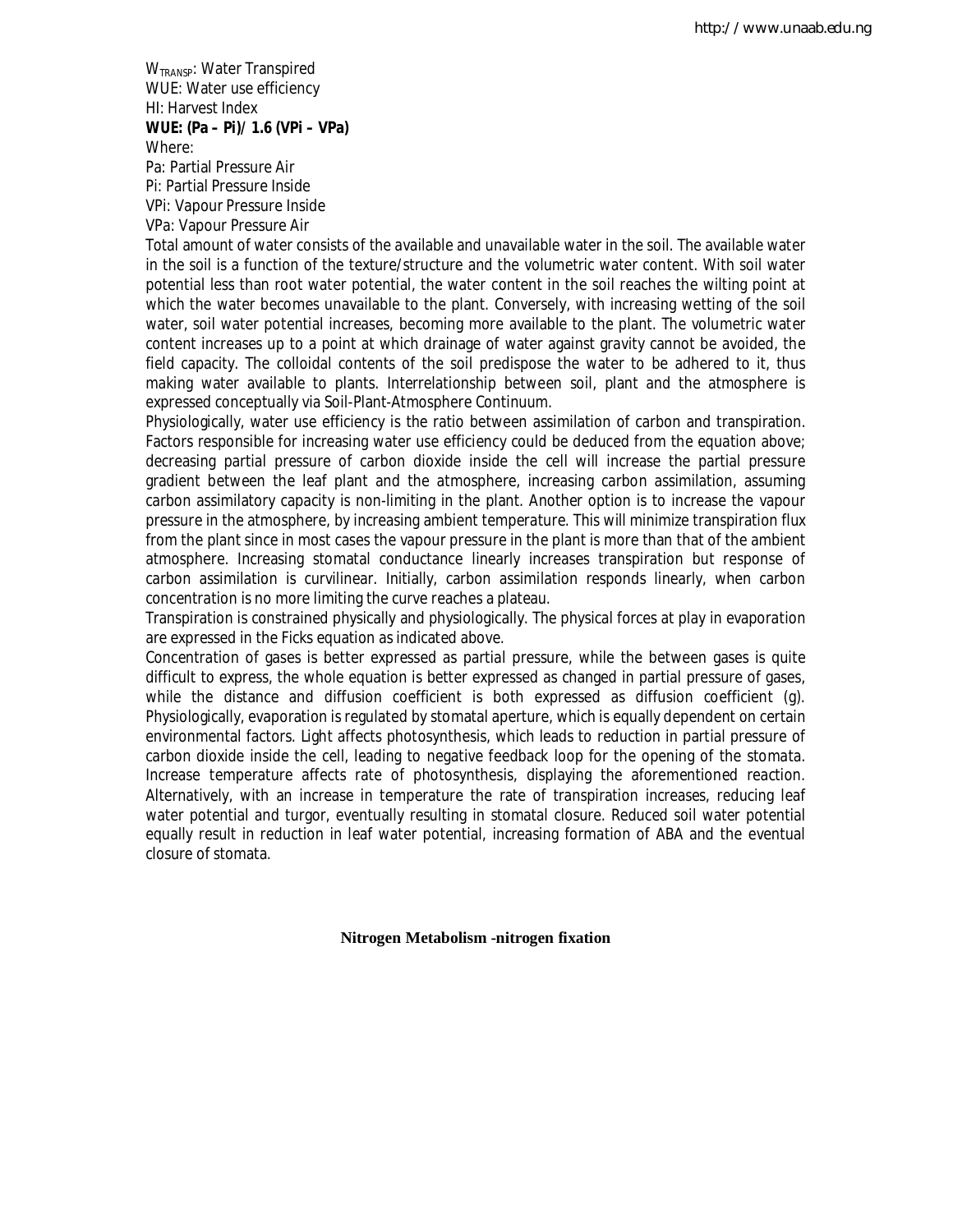$W_{TRANSP}$: Water Transpired
WUE: Water use efficiency
HI: Harvest Index

**WUE: (Pa – Pi)/ 1.6 (VPi – VPa)**

Where:
Pa: Partial Pressure Air
Pi: Partial Pressure Inside
VPi: Vapour Pressure Inside
VPa: Vapour Pressure Air

Total amount of water consists of the available and unavailable water in the soil. The available water in the soil is a function of the texture/structure and the volumetric water content. With soil water potential less than root water potential, the water content in the soil reaches the wilting point at which the water becomes unavailable to the plant. Conversely, with increasing wetting of the soil water, soil water potential increases, becoming more available to the plant. The volumetric water content increases up to a point at which drainage of water against gravity cannot be avoided, the field capacity. The colloidal contents of the soil predispose the water to be adhered to it, thus making water available to plants. Interrelationship between soil, plant and the atmosphere is expressed conceptually via Soil-Plant-Atmosphere Continuum.

Physiologically, water use efficiency is the ratio between assimilation of carbon and transpiration. Factors responsible for increasing water use efficiency could be deduced from the equation above; decreasing partial pressure of carbon dioxide inside the cell will increase the partial pressure gradient between the leaf plant and the atmosphere, increasing carbon assimilation, assuming carbon assimilatory capacity is non-limiting in the plant. Another option is to increase the vapour pressure in the atmosphere, by increasing ambient temperature. This will minimize transpiration flux from the plant since in most cases the vapour pressure in the plant is more than that of the ambient atmosphere. Increasing stomatal conductance linearly increases transpiration but response of carbon assimilation is curvilinear. Initially, carbon assimilation responds linearly, when carbon concentration is no more limiting the curve reaches a plateau.

Transpiration is constrained physically and physiologically. The physical forces at play in evaporation are expressed in the Ficks equation as indicated above.

Concentration of gases is better expressed as partial pressure, while the between gases is quite difficult to express, the whole equation is better expressed as changed in partial pressure of gases, while the distance and diffusion coefficient is both expressed as diffusion coefficient (g). Physiologically, evaporation is regulated by stomatal aperture, which is equally dependent on certain environmental factors. Light affects photosynthesis, which leads to reduction in partial pressure of carbon dioxide inside the cell, leading to negative feedback loop for the opening of the stomata. Increase temperature affects rate of photosynthesis, displaying the aforementioned reaction. Alternatively, with an increase in temperature the rate of transpiration increases, reducing leaf water potential and turgor, eventually resulting in stomatal closure. Reduced soil water potential equally result in reduction in leaf water potential, increasing formation of ABA and the eventual closure of stomata.

## Nitrogen Metabolism -nitrogen fixation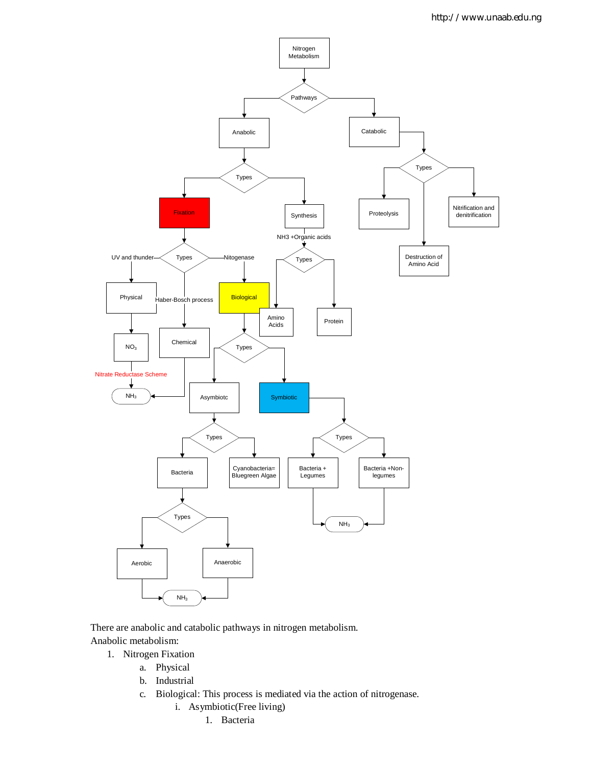- Nitrogen Metabolism
  - Pathways
    - Anabolic
      - Types
        - Fixation
          - Types
            - UV and thunder → Physical → $NO_3$ → Nitrate Reductase Scheme → $NH_3$
            - Haber-Bosch process → Chemical → $NH_3$
            - Nitogenase → Biological
              - Types
                - Asymbiotc
                  - Types
                    - Bacteria
                      - Types
                        - Aerobic → $NH_3$
                        - Anaerobic → $NH_3$
                    - Cyanobacteria= Bluegreen Algae
                - Symbiotic
                  - Types
                    - Bacteria + Legumes → $NH_3$
                    - Bacteria +Non-legumes → $NH_3$
        - Synthesis
          - NH3 +Organic acids
            - Types
              - Amino Acids
              - Protein
    - Catabolic
      - Types
        - Proteolysis
        - Destruction of Amino Acid
        - Nitrification and denitrification

There are anabolic and catabolic pathways in nitrogen metabolism.

Anabolic metabolism:

1. Nitrogen Fixation
   a. Physical
   b. Industrial
   c. Biological: This process is mediated via the action of nitrogenase.
      i. Asymbiotic(Free living)
         1. Bacteria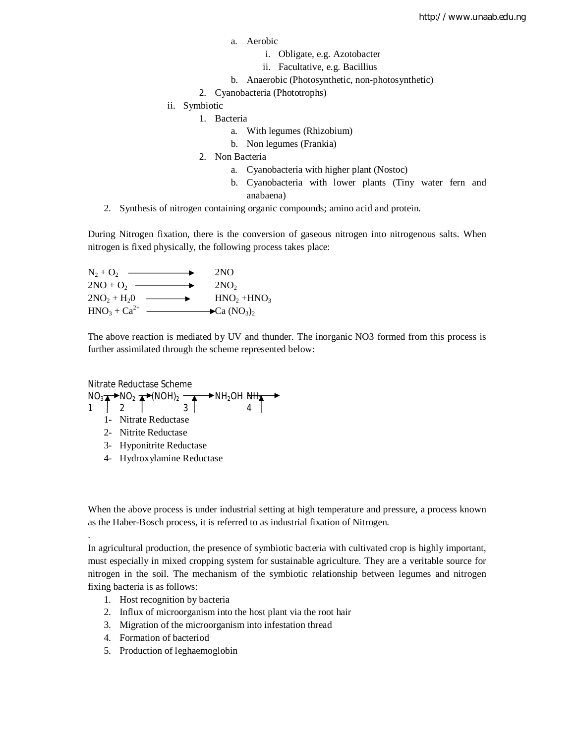- a. Aerobic
  - i. Obligate, e.g. Azotobacter
  - ii. Facultative, e.g. Bacillius
- b. Anaerobic (Photosynthetic, non-photosynthetic)

2. Cyanobacteria (Phototrophs)

ii. Symbiotic

1. Bacteria
   - a. With legumes (Rhizobium)
   - b. Non legumes (Frankia)
2. Non Bacteria
   - a. Cyanobacteria with higher plant (Nostoc)
   - b. Cyanobacteria with lower plants (Tiny water fern and anabaena)

2. Synthesis of nitrogen containing organic compounds; amino acid and protein.

During Nitrogen fixation, there is the conversion of gaseous nitrogen into nitrogenous salts. When nitrogen is fixed physically, the following process takes place:

$$N_2 + O_2 \longrightarrow 2NO$$
$$2NO + O_2 \longrightarrow 2NO_2$$
$$2NO_2 + H_20 \longrightarrow HNO_2 + HNO_3$$
$$HNO_3 + Ca^{2+} \longrightarrow Ca(NO_3)_2$$

The above reaction is mediated by UV and thunder. The inorganic NO3 formed from this process is further assimilated through the scheme represented below:

Nitrate Reductase Scheme

$$NO_3 \xrightarrow{1} NO_2 \xrightarrow{2} (NOH)_2 \xrightarrow{3} NH_2OH \xrightarrow{4} NH_3$$

1- Nitrate Reductase
2- Nitrite Reductase
3- Hyponitrite Reductase
4- Hydroxylamine Reductase

When the above process is under industrial setting at high temperature and pressure, a process known as the Haber-Bosch process, it is referred to as industrial fixation of Nitrogen.

.

In agricultural production, the presence of symbiotic bacteria with cultivated crop is highly important, must especially in mixed cropping system for sustainable agriculture. They are a veritable source for nitrogen in the soil. The mechanism of the symbiotic relationship between legumes and nitrogen fixing bacteria is as follows:

1. Host recognition by bacteria
2. Influx of microorganism into the host plant via the root hair
3. Migration of the microorganism into infestation thread
4. Formation of bacteriod
5. Production of leghaemoglobin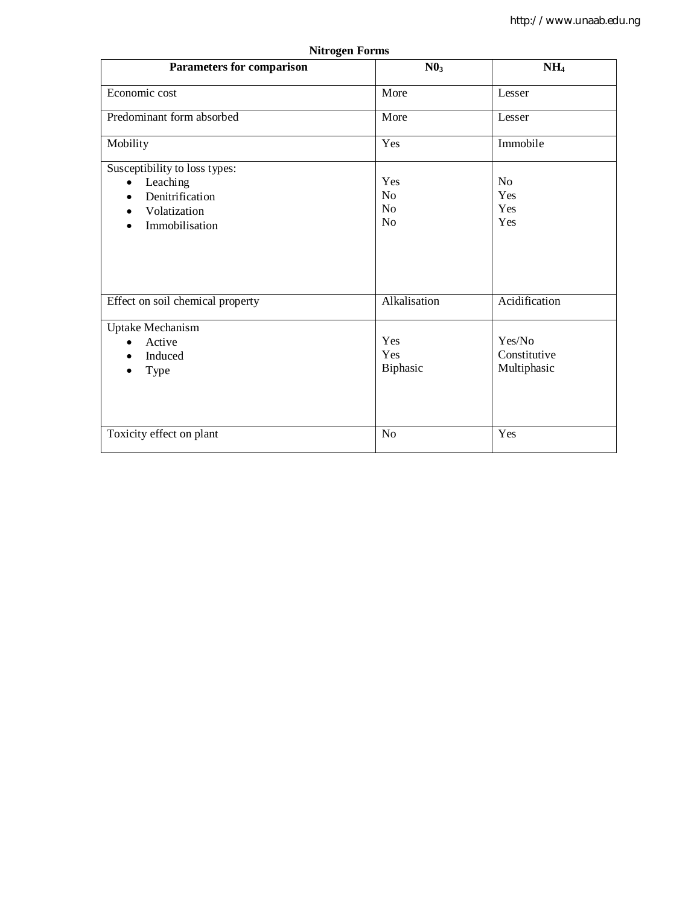**Nitrogen Forms**

| Parameters for comparison | $N0_3$ | $NH_4$ |
|---|---|---|
| Economic cost | More | Lesser |
| Predominant form absorbed | More | Lesser |
| Mobility | Yes | Immobile |
| Susceptibility to loss types:<br>• Leaching<br>• Denitrification<br>• Volatization<br>• Immobilisation | <br>Yes<br>No<br>No<br>No | <br>No<br>Yes<br>Yes<br>Yes |
| Effect on soil chemical property | Alkalisation | Acidification |
| Uptake Mechanism<br>• Active<br>• Induced<br>• Type | <br>Yes<br>Yes<br>Biphasic | <br>Yes/No<br>Constitutive<br>Multiphasic |
| Toxicity effect on plant | No | Yes |